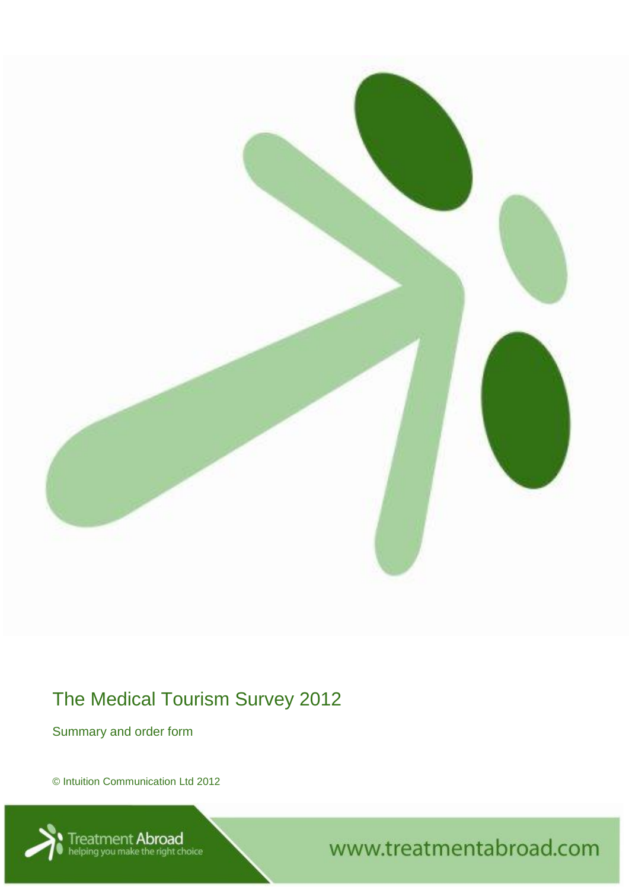# The Medical Tourism Survey 2012

Summary and order form

© Intuition Communication Ltd 2012

Treatment Abroad
helping you make the right choice

www.treatmentabroad.com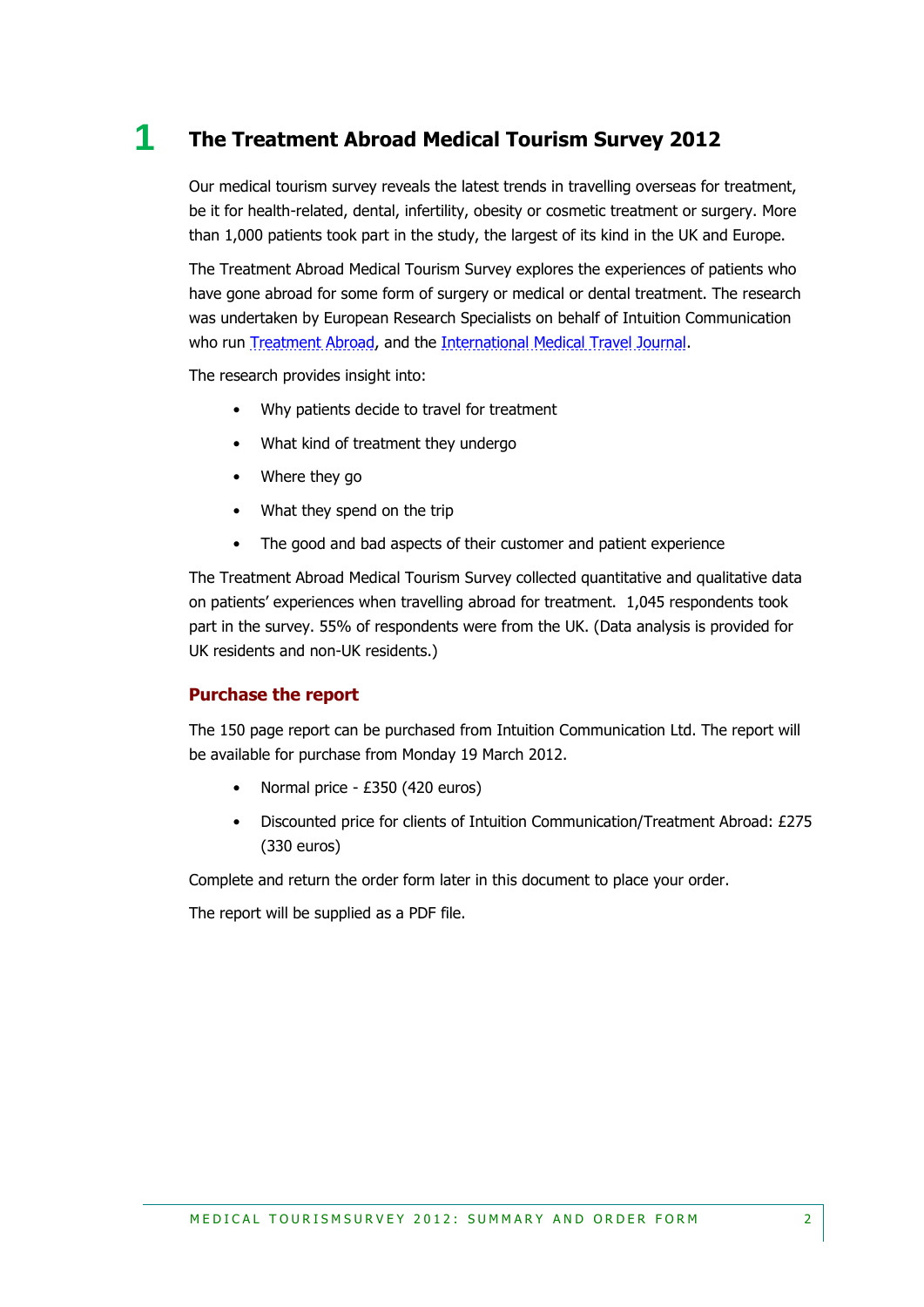# 1 The Treatment Abroad Medical Tourism Survey 2012

Our medical tourism survey reveals the latest trends in travelling overseas for treatment, be it for health-related, dental, infertility, obesity or cosmetic treatment or surgery. More than 1,000 patients took part in the study, the largest of its kind in the UK and Europe.

The Treatment Abroad Medical Tourism Survey explores the experiences of patients who have gone abroad for some form of surgery or medical or dental treatment. The research was undertaken by European Research Specialists on behalf of Intuition Communication who run Treatment Abroad, and the International Medical Travel Journal.

The research provides insight into:

- Why patients decide to travel for treatment
- What kind of treatment they undergo
- Where they go
- What they spend on the trip
- The good and bad aspects of their customer and patient experience

The Treatment Abroad Medical Tourism Survey collected quantitative and qualitative data on patients' experiences when travelling abroad for treatment. 1,045 respondents took part in the survey. 55% of respondents were from the UK. (Data analysis is provided for UK residents and non-UK residents.)

## Purchase the report

The 150 page report can be purchased from Intuition Communication Ltd. The report will be available for purchase from Monday 19 March 2012.

- Normal price - £350 (420 euros)
- Discounted price for clients of Intuition Communication/Treatment Abroad: £275 (330 euros)

Complete and return the order form later in this document to place your order.

The report will be supplied as a PDF file.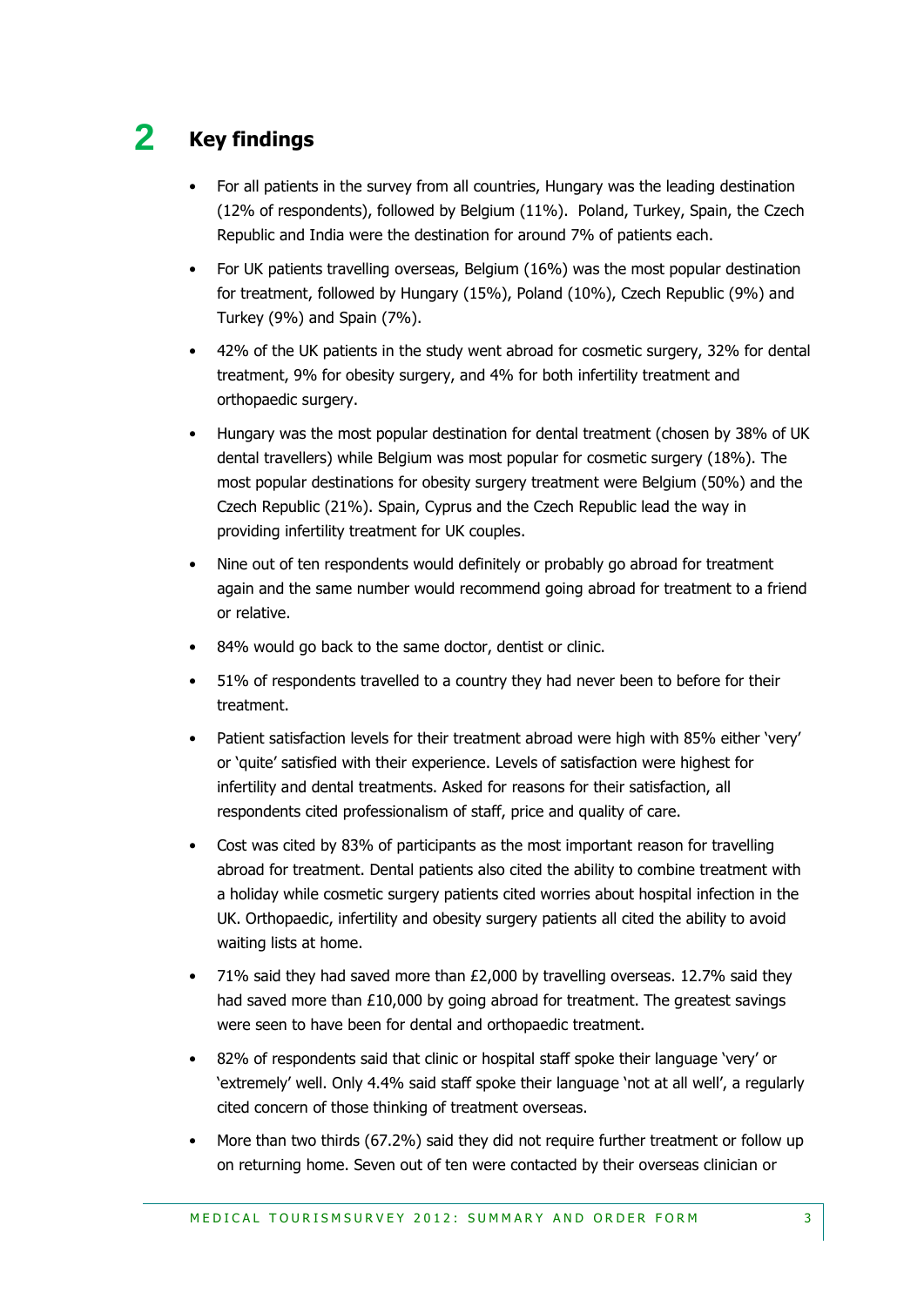## 2 Key findings

- For all patients in the survey from all countries, Hungary was the leading destination (12% of respondents), followed by Belgium (11%). Poland, Turkey, Spain, the Czech Republic and India were the destination for around 7% of patients each.
- For UK patients travelling overseas, Belgium (16%) was the most popular destination for treatment, followed by Hungary (15%), Poland (10%), Czech Republic (9%) and Turkey (9%) and Spain (7%).
- 42% of the UK patients in the study went abroad for cosmetic surgery, 32% for dental treatment, 9% for obesity surgery, and 4% for both infertility treatment and orthopaedic surgery.
- Hungary was the most popular destination for dental treatment (chosen by 38% of UK dental travellers) while Belgium was most popular for cosmetic surgery (18%). The most popular destinations for obesity surgery treatment were Belgium (50%) and the Czech Republic (21%). Spain, Cyprus and the Czech Republic lead the way in providing infertility treatment for UK couples.
- Nine out of ten respondents would definitely or probably go abroad for treatment again and the same number would recommend going abroad for treatment to a friend or relative.
- 84% would go back to the same doctor, dentist or clinic.
- 51% of respondents travelled to a country they had never been to before for their treatment.
- Patient satisfaction levels for their treatment abroad were high with 85% either 'very' or 'quite' satisfied with their experience. Levels of satisfaction were highest for infertility and dental treatments. Asked for reasons for their satisfaction, all respondents cited professionalism of staff, price and quality of care.
- Cost was cited by 83% of participants as the most important reason for travelling abroad for treatment. Dental patients also cited the ability to combine treatment with a holiday while cosmetic surgery patients cited worries about hospital infection in the UK. Orthopaedic, infertility and obesity surgery patients all cited the ability to avoid waiting lists at home.
- 71% said they had saved more than £2,000 by travelling overseas. 12.7% said they had saved more than £10,000 by going abroad for treatment. The greatest savings were seen to have been for dental and orthopaedic treatment.
- 82% of respondents said that clinic or hospital staff spoke their language 'very' or 'extremely' well. Only 4.4% said staff spoke their language 'not at all well', a regularly cited concern of those thinking of treatment overseas.
- More than two thirds (67.2%) said they did not require further treatment or follow up on returning home. Seven out of ten were contacted by their overseas clinician or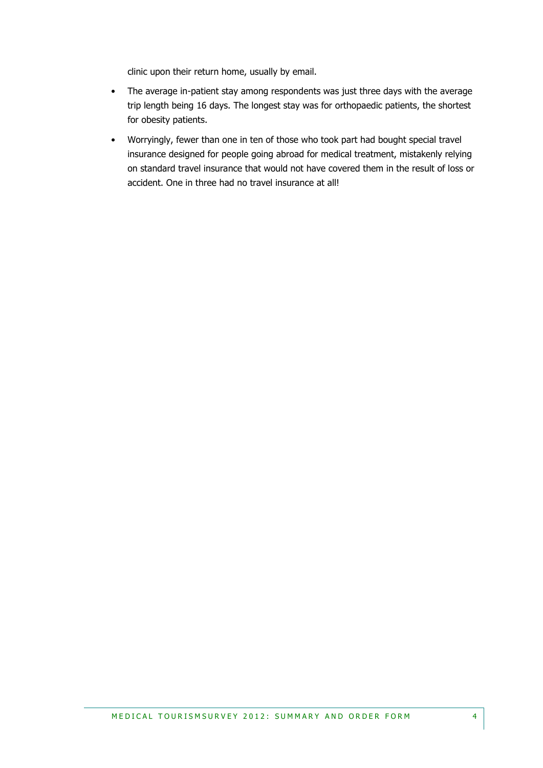clinic upon their return home, usually by email.

- The average in-patient stay among respondents was just three days with the average trip length being 16 days. The longest stay was for orthopaedic patients, the shortest for obesity patients.
- Worryingly, fewer than one in ten of those who took part had bought special travel insurance designed for people going abroad for medical treatment, mistakenly relying on standard travel insurance that would not have covered them in the result of loss or accident. One in three had no travel insurance at all!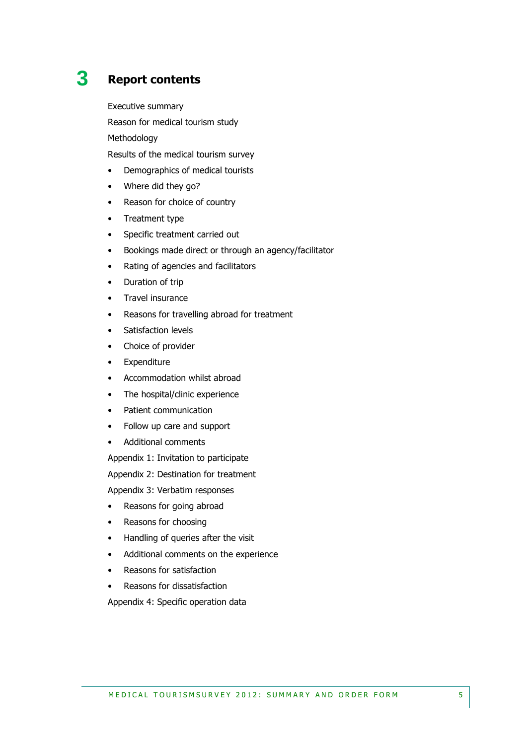# 3 Report contents

Executive summary

Reason for medical tourism study

Methodology

Results of the medical tourism survey

- Demographics of medical tourists
- Where did they go?
- Reason for choice of country
- Treatment type
- Specific treatment carried out
- Bookings made direct or through an agency/facilitator
- Rating of agencies and facilitators
- Duration of trip
- Travel insurance
- Reasons for travelling abroad for treatment
- Satisfaction levels
- Choice of provider
- Expenditure
- Accommodation whilst abroad
- The hospital/clinic experience
- Patient communication
- Follow up care and support
- Additional comments

Appendix 1: Invitation to participate

Appendix 2: Destination for treatment

Appendix 3: Verbatim responses

- Reasons for going abroad
- Reasons for choosing
- Handling of queries after the visit
- Additional comments on the experience
- Reasons for satisfaction
- Reasons for dissatisfaction

Appendix 4: Specific operation data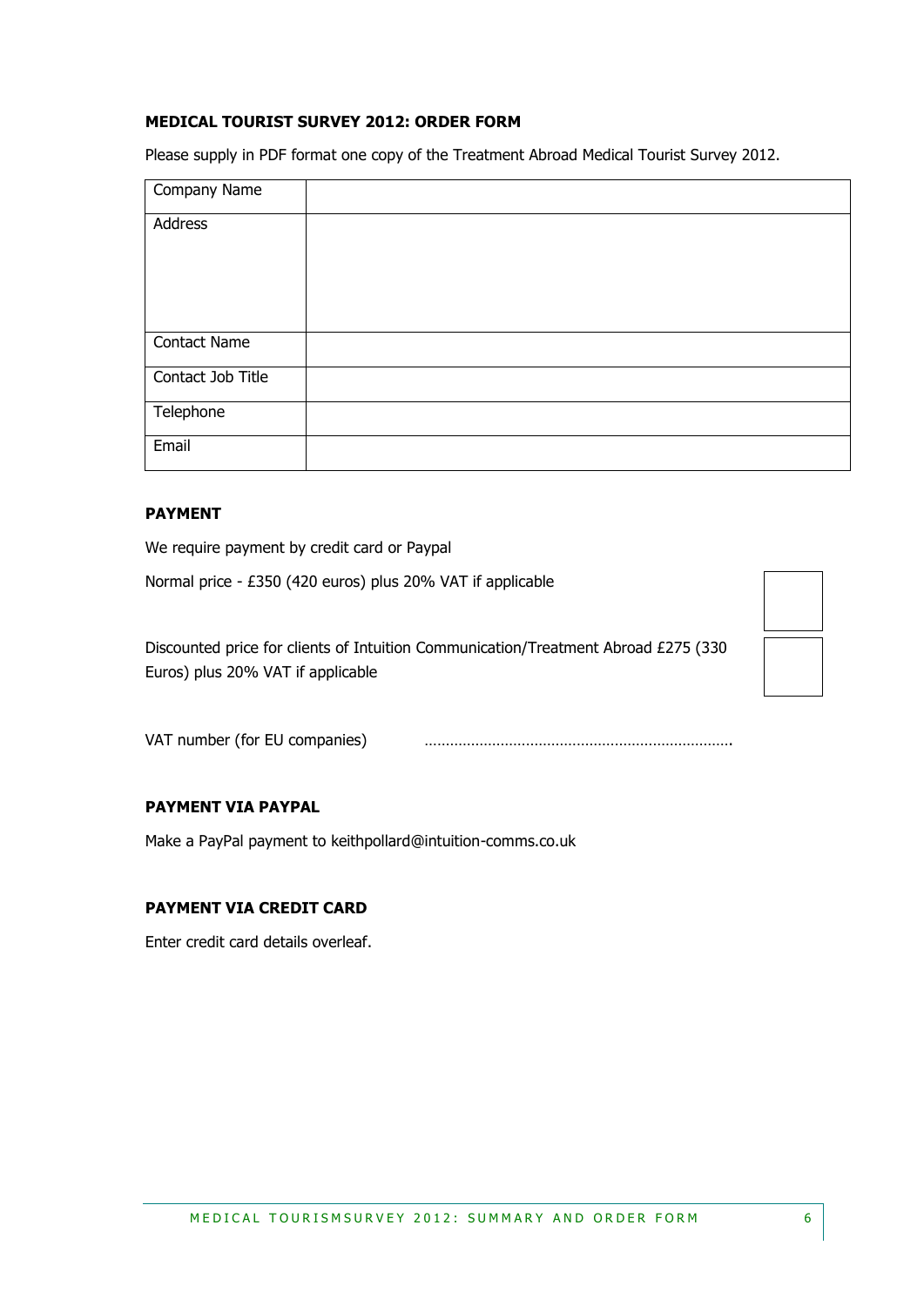### MEDICAL TOURIST SURVEY 2012: ORDER FORM

Please supply in PDF format one copy of the Treatment Abroad Medical Tourist Survey 2012.

| Company Name | |
|---|---|
| Address | |
| Contact Name | |
| Contact Job Title | |
| Telephone | |
| Email | |

### PAYMENT

We require payment by credit card or Paypal

Normal price - £350 (420 euros) plus 20% VAT if applicable ☐

Discounted price for clients of Intuition Communication/Treatment Abroad £275 (330 Euros) plus 20% VAT if applicable ☐

VAT number (for EU companies) …………………………………………………………….

### PAYMENT VIA PAYPAL

Make a PayPal payment to keithpollard@intuition-comms.co.uk

### PAYMENT VIA CREDIT CARD

Enter credit card details overleaf.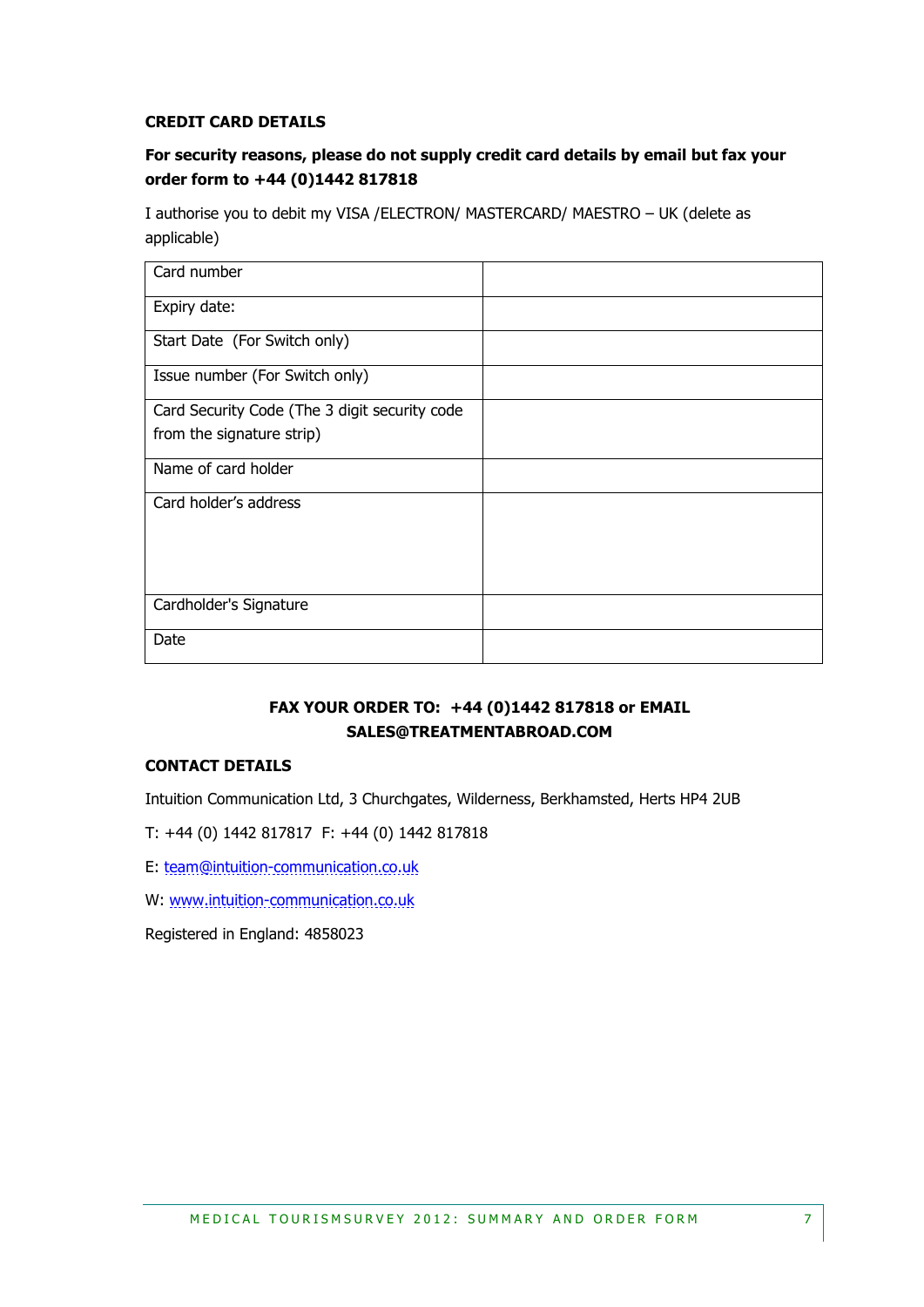**CREDIT CARD DETAILS**

**For security reasons, please do not supply credit card details by email but fax your order form to +44 (0)1442 817818**

I authorise you to debit my VISA /ELECTRON/ MASTERCARD/ MAESTRO – UK (delete as applicable)

| | |
|---|---|
| Card number | |
| Expiry date: | |
| Start Date (For Switch only) | |
| Issue number (For Switch only) | |
| Card Security Code (The 3 digit security code from the signature strip) | |
| Name of card holder | |
| Card holder's address | |
| Cardholder's Signature | |
| Date | |

**FAX YOUR ORDER TO: +44 (0)1442 817818 or EMAIL SALES@TREATMENTABROAD.COM**

**CONTACT DETAILS**

Intuition Communication Ltd, 3 Churchgates, Wilderness, Berkhamsted, Herts HP4 2UB

T: +44 (0) 1442 817817 F: +44 (0) 1442 817818

E: team@intuition-communication.co.uk

W: www.intuition-communication.co.uk

Registered in England: 4858023